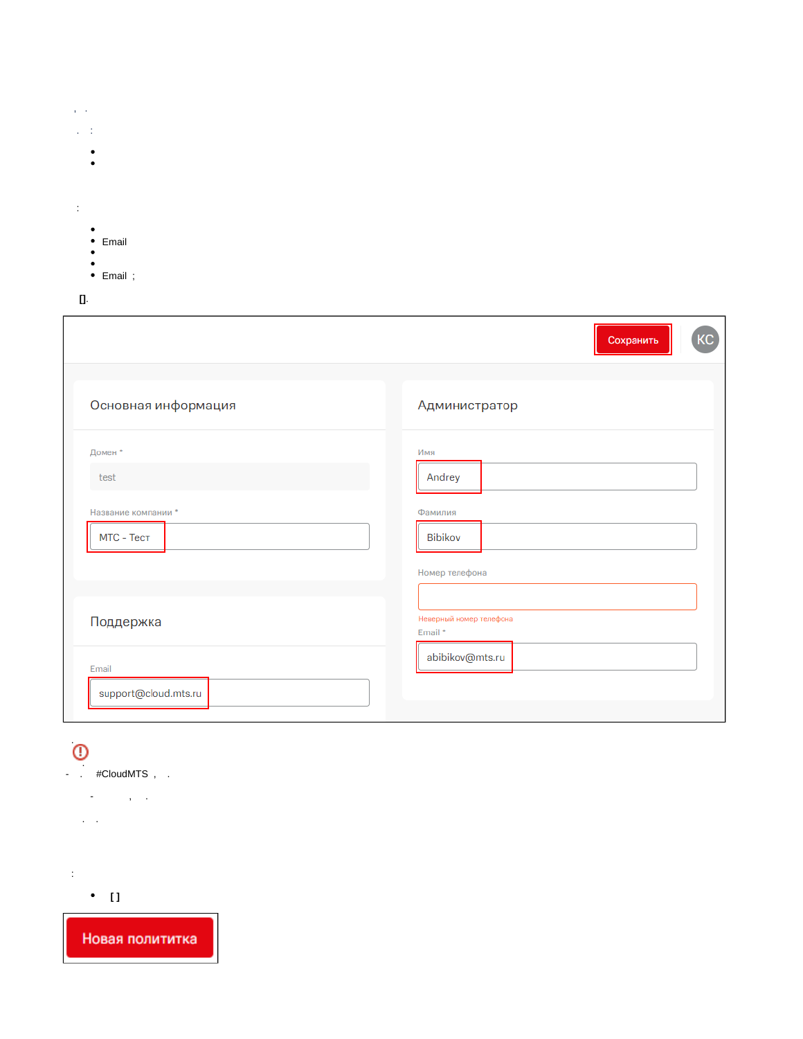, .

. :

- 
- 

:

- 
- Email
- 
- 
- Email ;

[].

Сохранить

KC

Основная информация

Домен *

test

Название компании *

МТС - Тест

Поддержка

Email

support@cloud.mts.ru

Администратор

Имя

Andrey

Фамилия

Bibikov

Номер телефона

Неверный номер телефона

Email *

abibikov@mts.ru

.

- . #CloudMTS , .

- , .

. .

:

- [ ]

Новая политика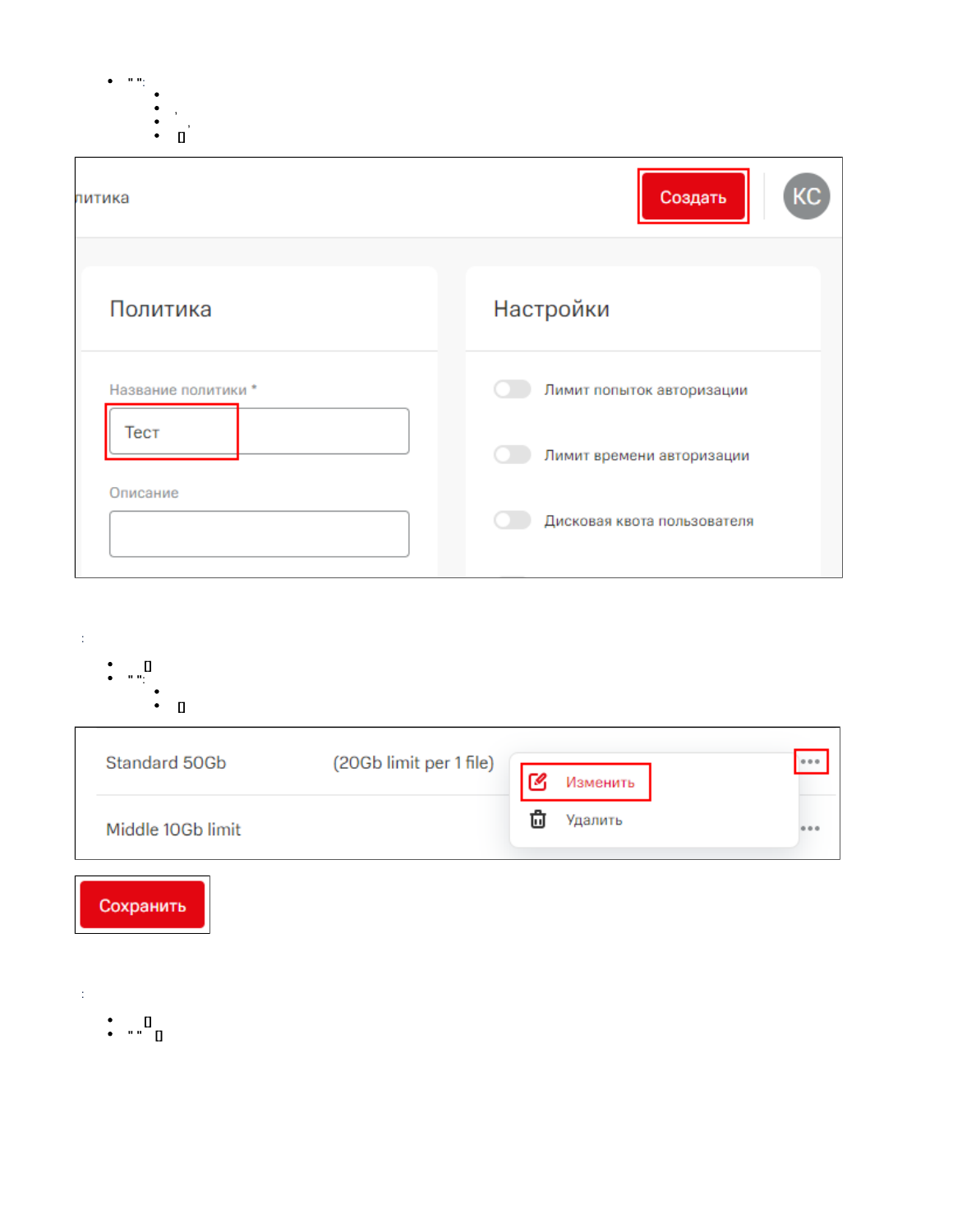- " ":
  -
  - ,
  - ,
  - ▯

литика

Создать

КС

Политика

Название политики *

Тест

Описание

Настройки

Лимит попыток авторизации

Лимит времени авторизации

Дисковая квота пользователя

:

- ▯
- " ":
  -
  - ▯

| | | |
|---|---|---|
| Standard 50Gb | (20Gb limit per 1 file) | ••• |
| Middle 10Gb limit | | ••• |

Изменить

Удалить

Сохранить

:

- ▯
- " " ▯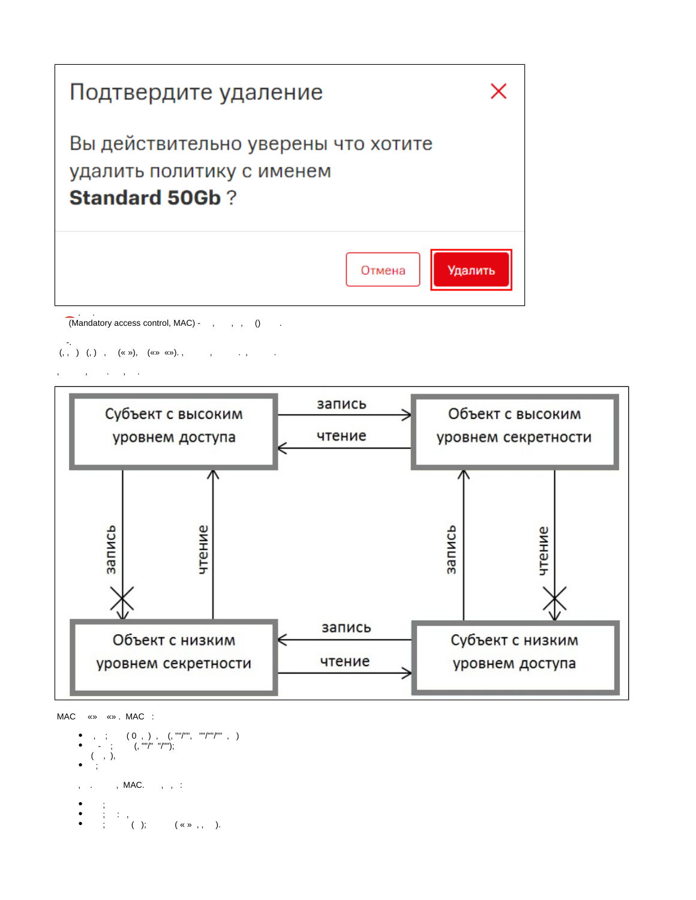Подтвердите удаление

Вы действительно уверены что хотите удалить политику с именем **Standard 50Gb** ?

Отмена | Удалить

(Mandatory access control, MAC) - , , , () .

-.
(, , ) (, ) , (« »), («» «»). , , . , .

, , . , .

Субъект с высоким уровнем доступа — запись → Объект с высоким уровнем секретности
Объект с высоким уровнем секретности — чтение → Субъект с высоким уровнем доступа
Субъект с высоким уровнем доступа — запись ✕ → Объект с низким уровнем секретности
Объект с низким уровнем секретности — чтение → Субъект с высоким уровнем доступа
Субъект с низким уровнем доступа — запись → Объект с высоким уровнем секретности
Объект с высоким уровнем секретности — чтение ✕ → Субъект с низким уровнем доступа
Субъект с низким уровнем доступа — запись → Объект с низким уровнем секретности
Объект с низким уровнем секретности — чтение → Субъект с низким уровнем доступа

MAC «» «». MAC :

- , ; ( 0 , ) , (, ""/"", ""/""/"" , )
- - ; (, ""/" "/"");
  ( , ),
- ;

, . , MAC. , , :

- ;
- ; : ,
- ; ( ); (« » , , ).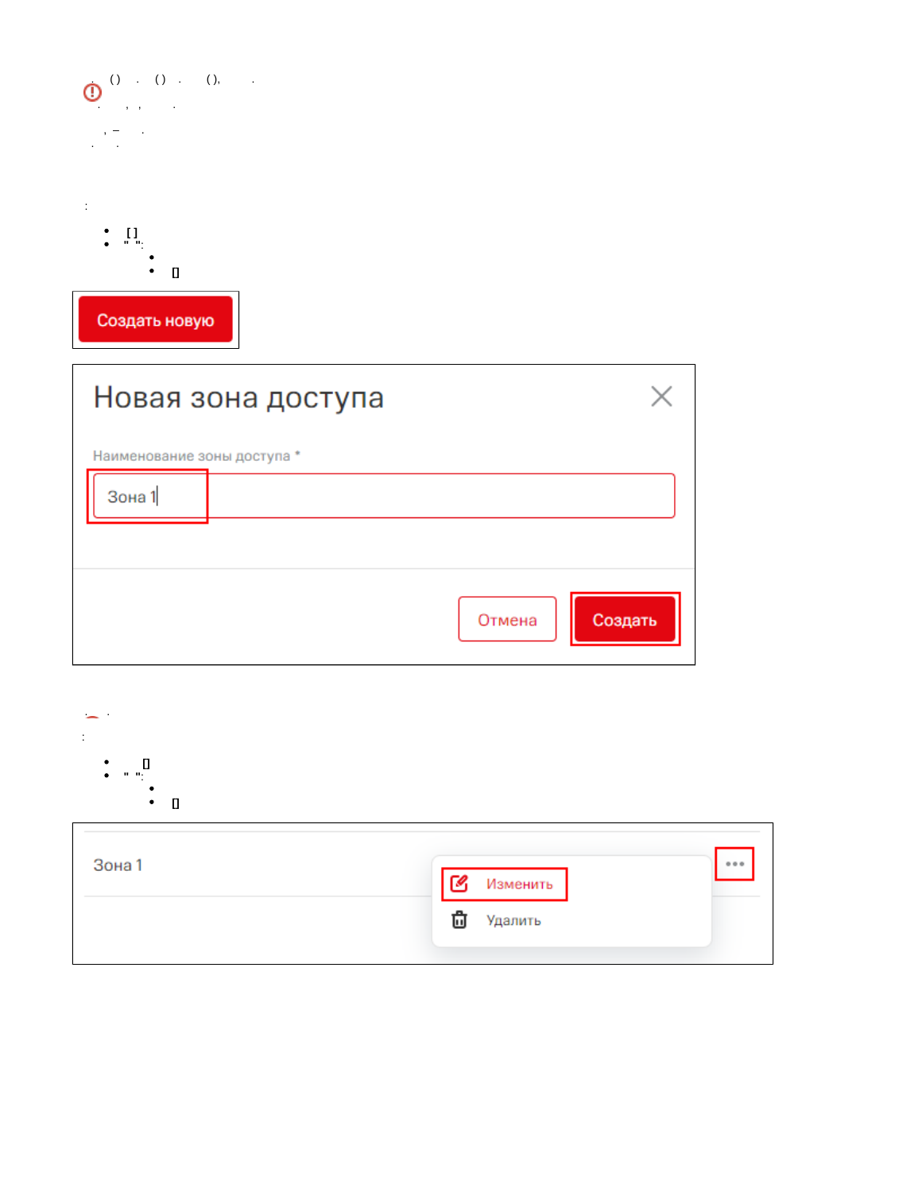Создать новую

Новая зона доступа

Наименование зоны доступа *

Зона 1

Отмена

Создать

Зона 1

Изменить

Удалить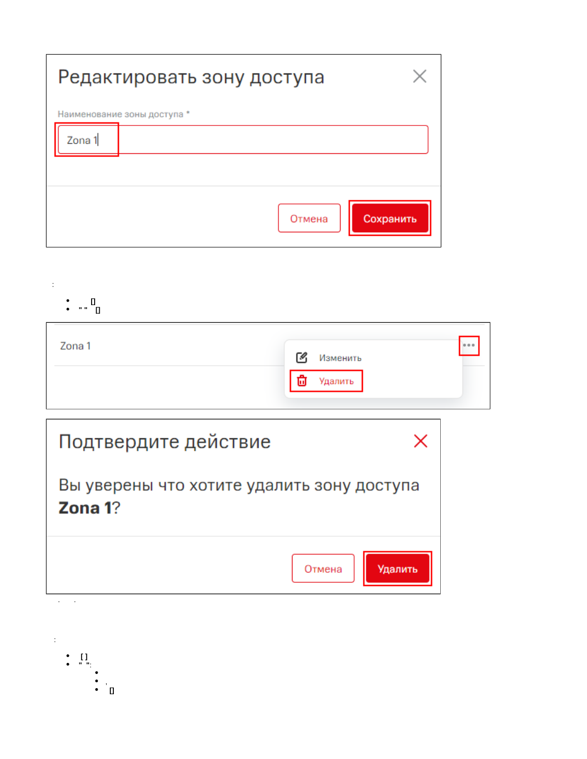Редактировать зону доступа

Наименование зоны доступа *

Zona 1

Отмена Сохранить

:

- 
- " "

Zona 1

Изменить

Удалить

Подтвердите действие

Вы уверены что хотите удалить зону доступа **Zona 1**?

Отмена Удалить

:

- [ ]
- " ":
  - 
  - ,
  -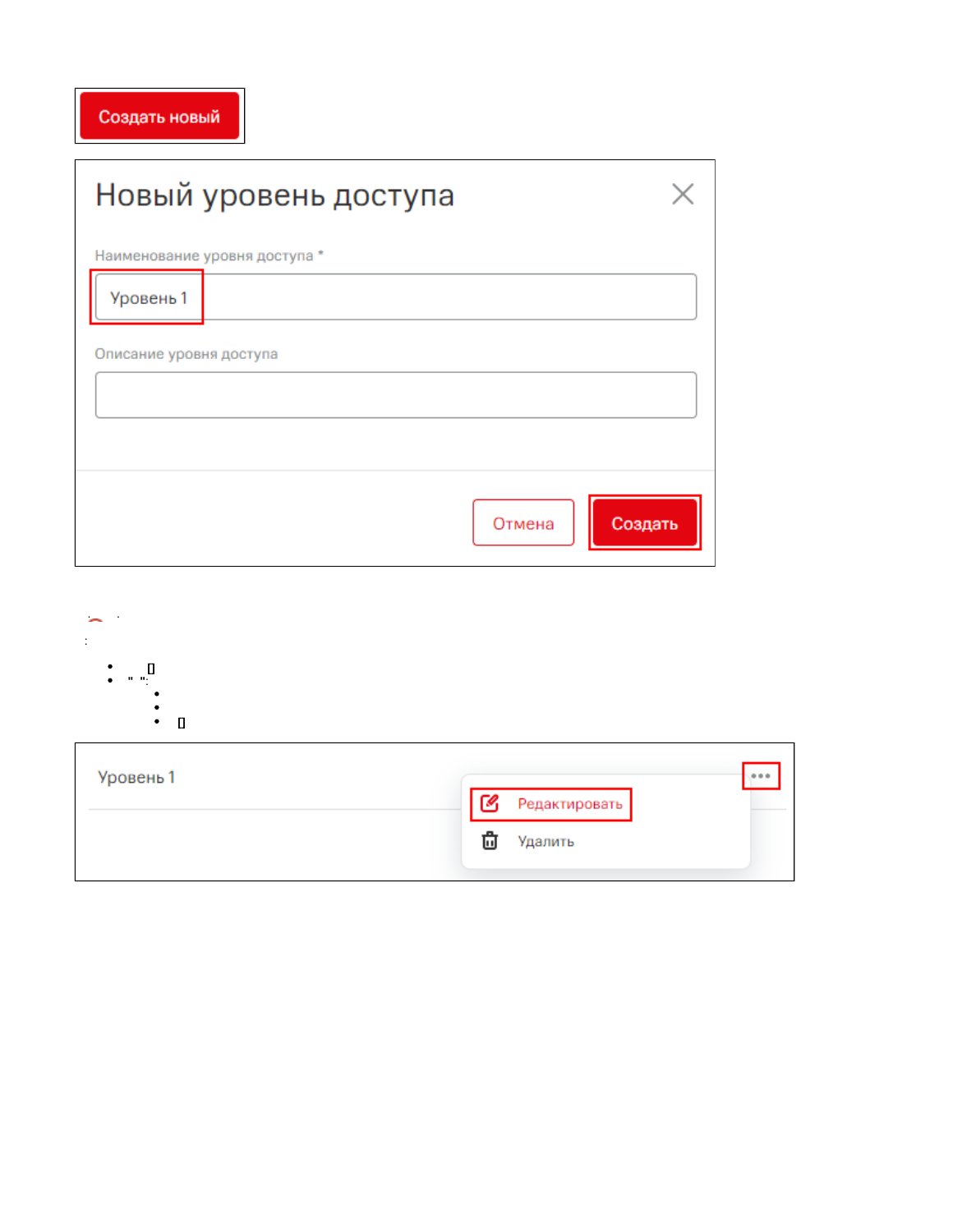Создать новый

Новый уровень доступа

Наименование уровня доступа *

Уровень 1

Описание уровня доступа

Отмена

Создать

Уровень 1

Редактировать

Удалить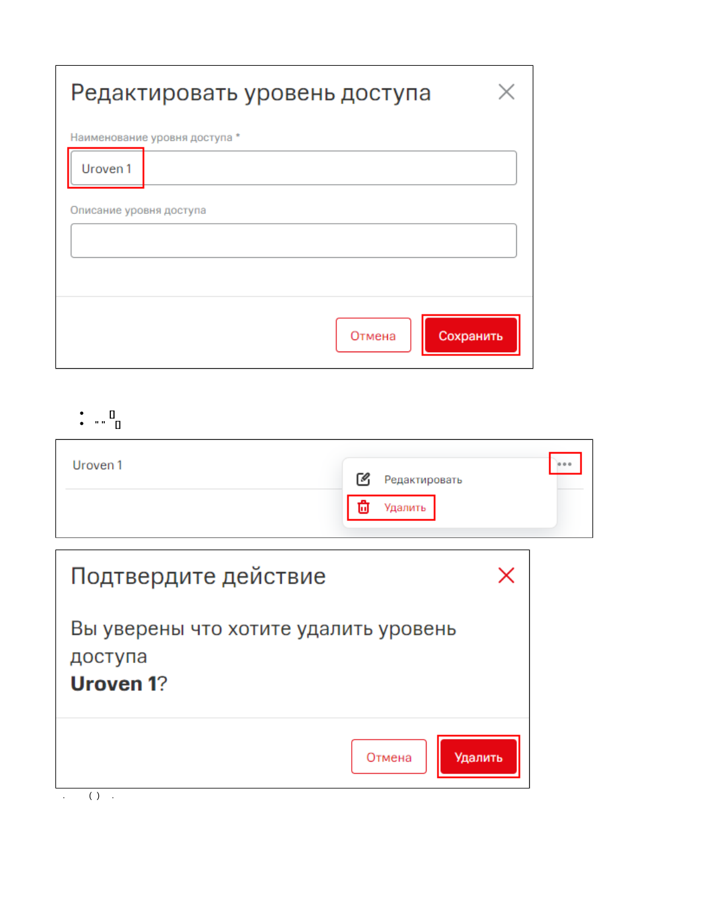Редактировать уровень доступа

Наименование уровня доступа *

Uroven 1

Описание уровня доступа

Отмена Сохранить

- . . ▯
- " " ▯

Uroven 1

Редактировать

Удалить

Подтвердите действие

Вы уверены что хотите удалить уровень доступа **Uroven 1**?

Отмена Удалить

. ( ) .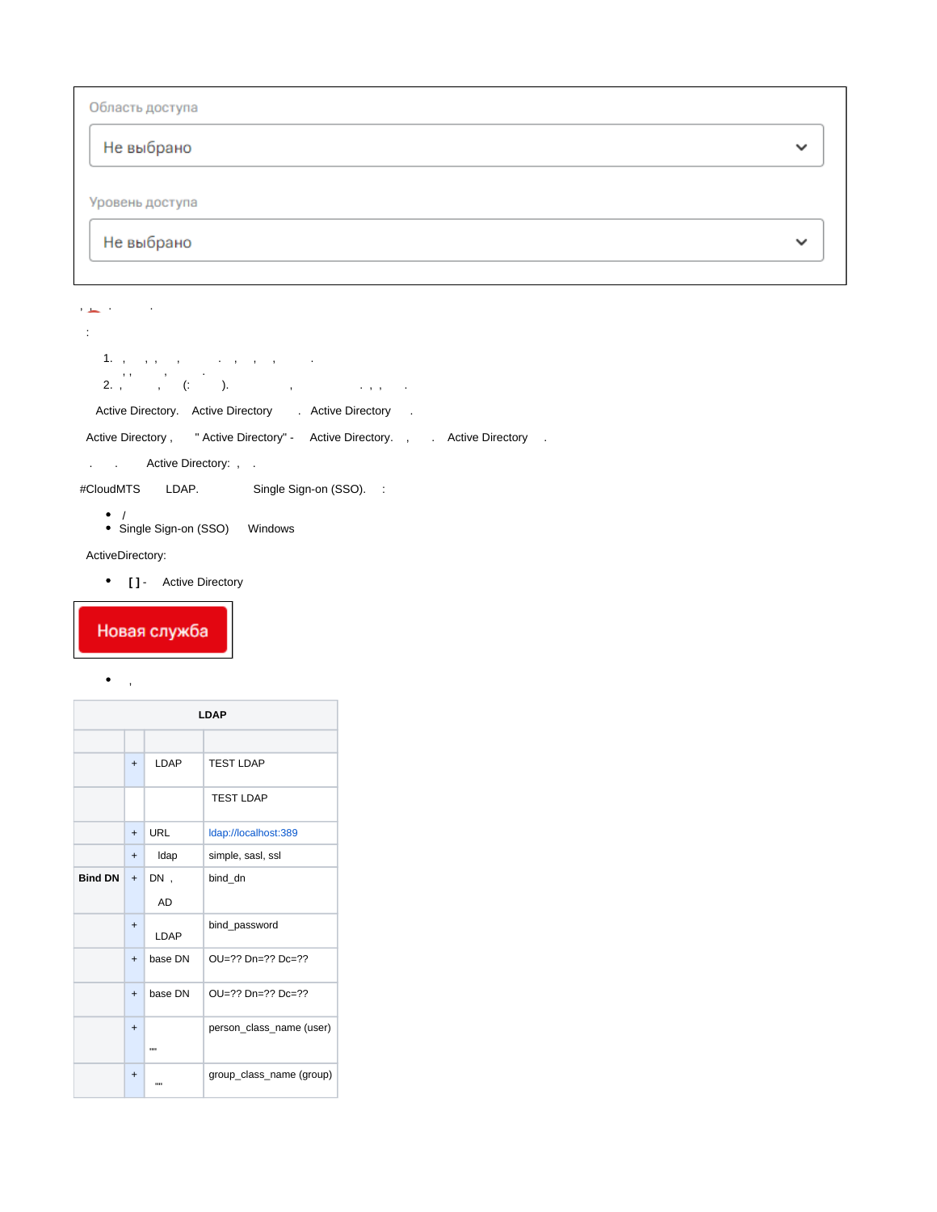Область доступа

Не выбрано

Уровень доступа

Не выбрано

, .  .

:

1. , , , , . , , , .
   , , ,
2. , , (: ). , . , , .

Active Directory. Active Directory . Active Directory .

Active Directory , " Active Directory" - Active Directory. , . Active Directory .

. . Active Directory: , .

#CloudMTS LDAP. Single Sign-on (SSO). :

- /
- Single Sign-on (SSO) Windows

ActiveDirectory:

- **[ ]** - Active Directory

Новая служба

- ,

| LDAP | | | |
|---|---|---|---|
| | | | |
| | + | LDAP | TEST LDAP |
| | | | TEST LDAP |
| | + | URL | ldap://localhost:389 |
| | + | ldap | simple, sasl, ssl |
| **Bind DN** | + | DN , AD | bind_dn |
| | + | LDAP | bind_password |
| | + | base DN | OU=?? Dn=?? Dc=?? |
| | + | base DN | OU=?? Dn=?? Dc=?? |
| | + | "" | person_class_name (user) |
| | + | "" | group_class_name (group) |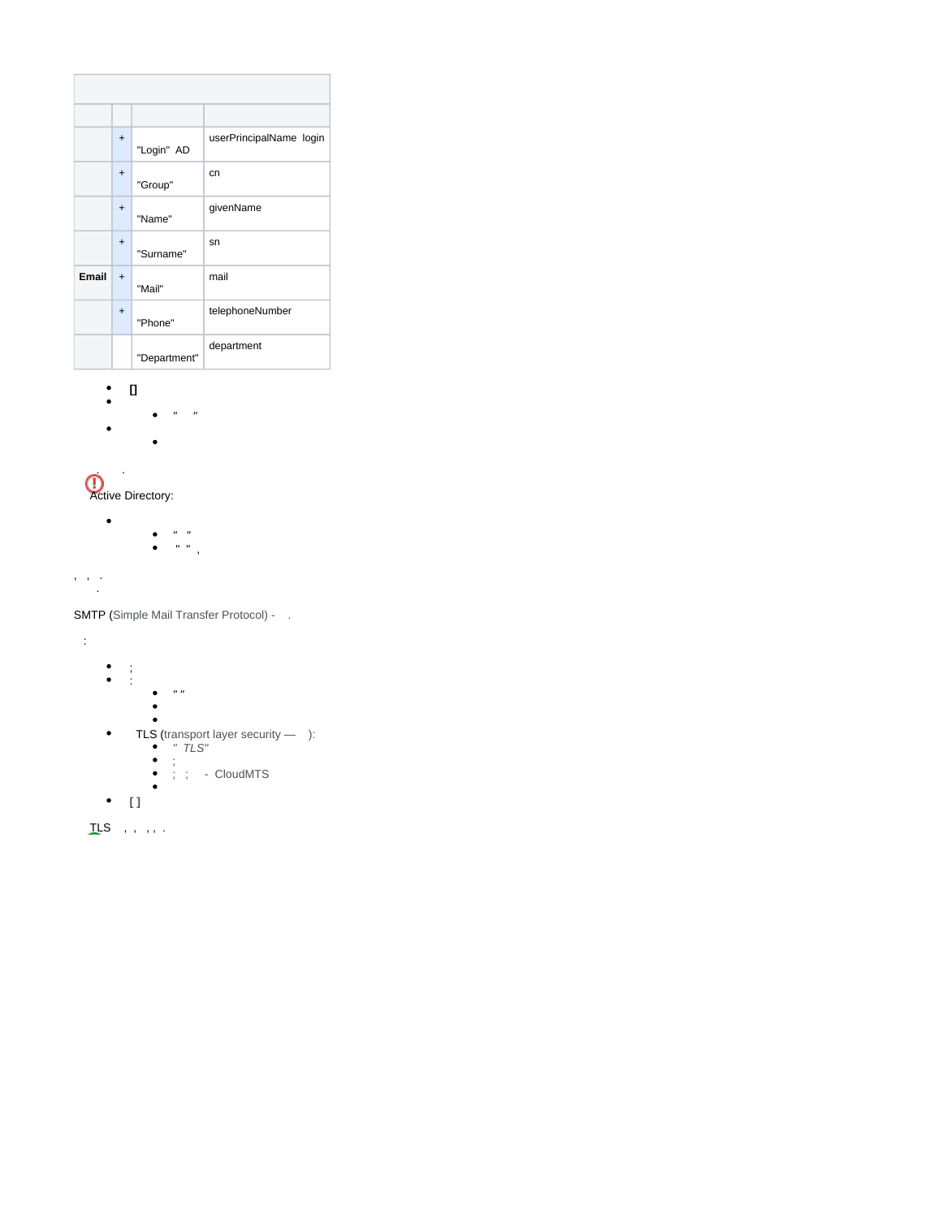| | | | |
|---|---|---|---|
| | | | |
| | + | "Login" AD | userPrincipalName login |
| | + | "Group" | cn |
| | + | "Name" | givenName |
| | + | "Surname" | sn |
| **Email** | + | "Mail" | mail |
| | + | "Phone" | telephoneNumber |
| | | "Department" | department |

- **[]**
- 
  - " "
- 
  - 

. .

Active Directory:

- 
  - " "
  - " " ,

, , .
.

SMTP (Simple Mail Transfer Protocol) - .

:

- ;
- :
  - " "
  - 
  - 
- TLS (transport layer security — ):
  - *" TLS"*
  - ;
  - ; ; - CloudMTS
  - 
- **[ ]**

TLS , , , , .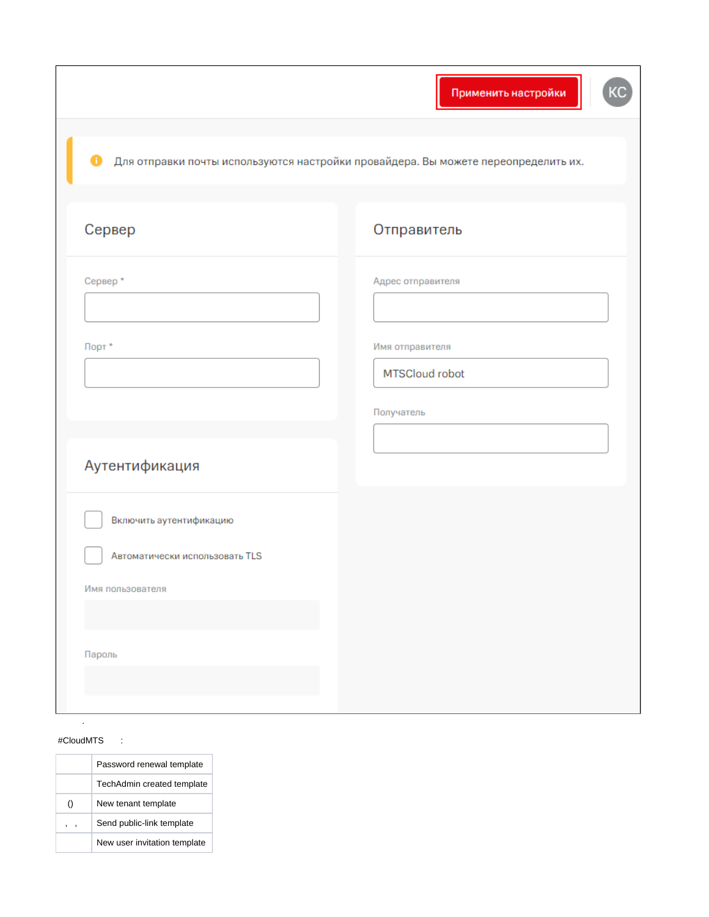Применить настройки

KC

Для отправки почты используются настройки провайдера. Вы можете переопределить их.

## Сервер

Сервер *

Порт *

## Отправитель

Адрес отправителя

Имя отправителя

MTSCloud robot

Получатель

## Аутентификация

Включить аутентификацию

Автоматически использовать TLS

Имя пользователя

Пароль

.

#CloudMTS :

| | |
|---|---|
| | Password renewal template |
| | TechAdmin created template |
| () | New tenant template |
| , , | Send public-link template |
| | New user invitation template |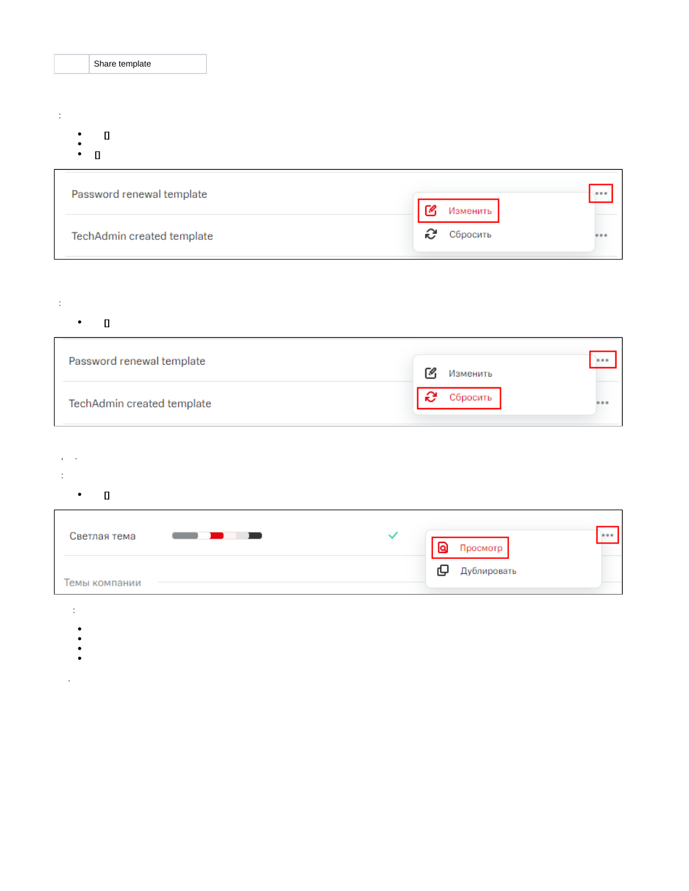| | Share template |
|---|---|

:

- []
- 
- []

Password renewal template

TechAdmin created template

Изменить

Сбросить

:

- []

Password renewal template

TechAdmin created template

Изменить

Сбросить

, .

:

- []

Светлая тема

Темы компании

Просмотр

Дублировать

:

- 
- 
- 
- 

.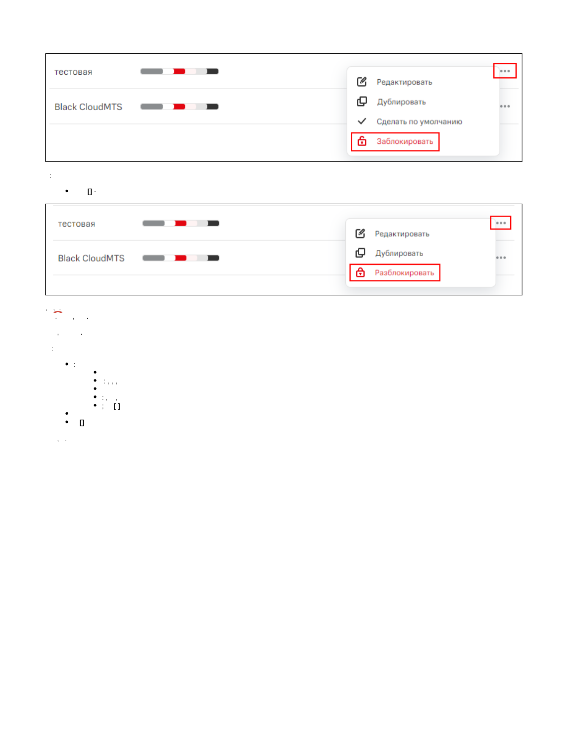тестовая

Black CloudMTS

- Редактировать
- Дублировать
- Сделать по умолчанию
- Заблокировать

тестовая

Black CloudMTS

- Редактировать
- Дублировать
- Разблокировать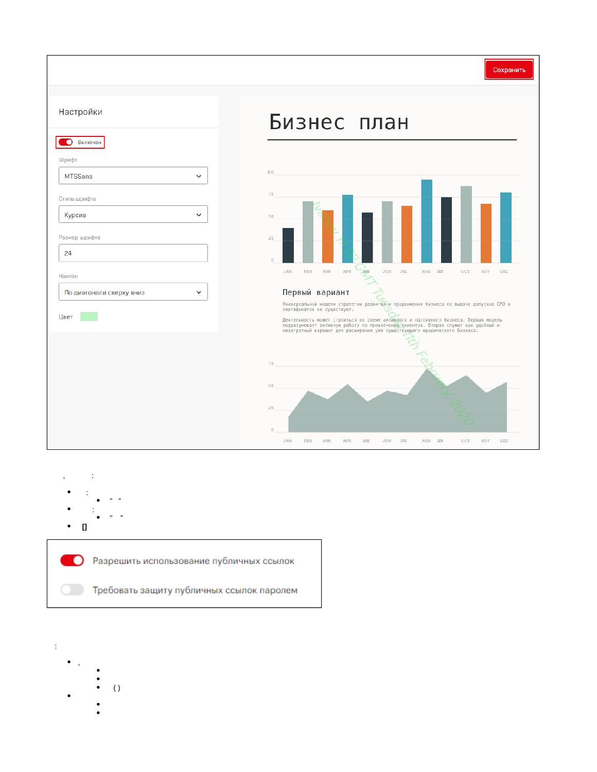Сохранить

Настройки

Включен

Шрифт

MTSSans

Стиль шрифта

Курсив

Размер шрифта

24

Наклон

По диагонали сверху вниз

Цвет

# Бизнес план

## Первый вариант

Универсальной модели стратегии развития и продвижения бизнеса по выдаче допусков СРО и сертификатов не существует.

Деятельность может строиться по схеме активного и пассивного бизнеса. Первая модель подразумевает активную работу по привлечению клиентов. Вторая служит как удобный и незатратный вариант для расширения уже существующего юридического бизнеса.

, :

- :
  - " "
- :
  - " "
- []

Разрешить использование публичных ссылок

Требовать защиту публичных ссылок паролем

:

- ,
  -
  -
  - ( )
-
  -
  -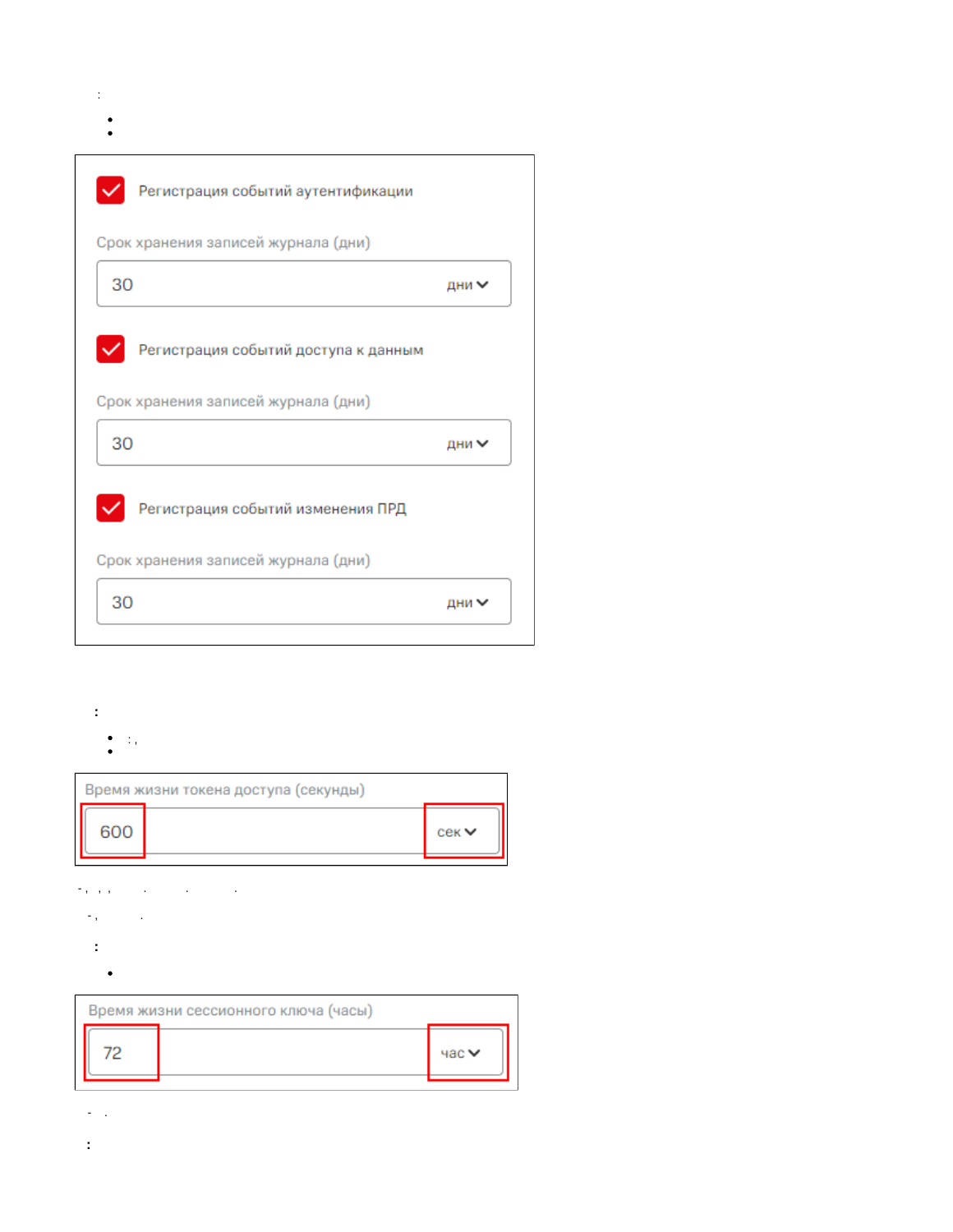Регистрация событий аутентификации

Срок хранения записей журнала (дни)

30 дни

Регистрация событий доступа к данным

Срок хранения записей журнала (дни)

30 дни

Регистрация событий изменения ПРД

Срок хранения записей журнала (дни)

30 дни

Время жизни токена доступа (секунды)

600 сек

Время жизни сессионного ключа (часы)

72 час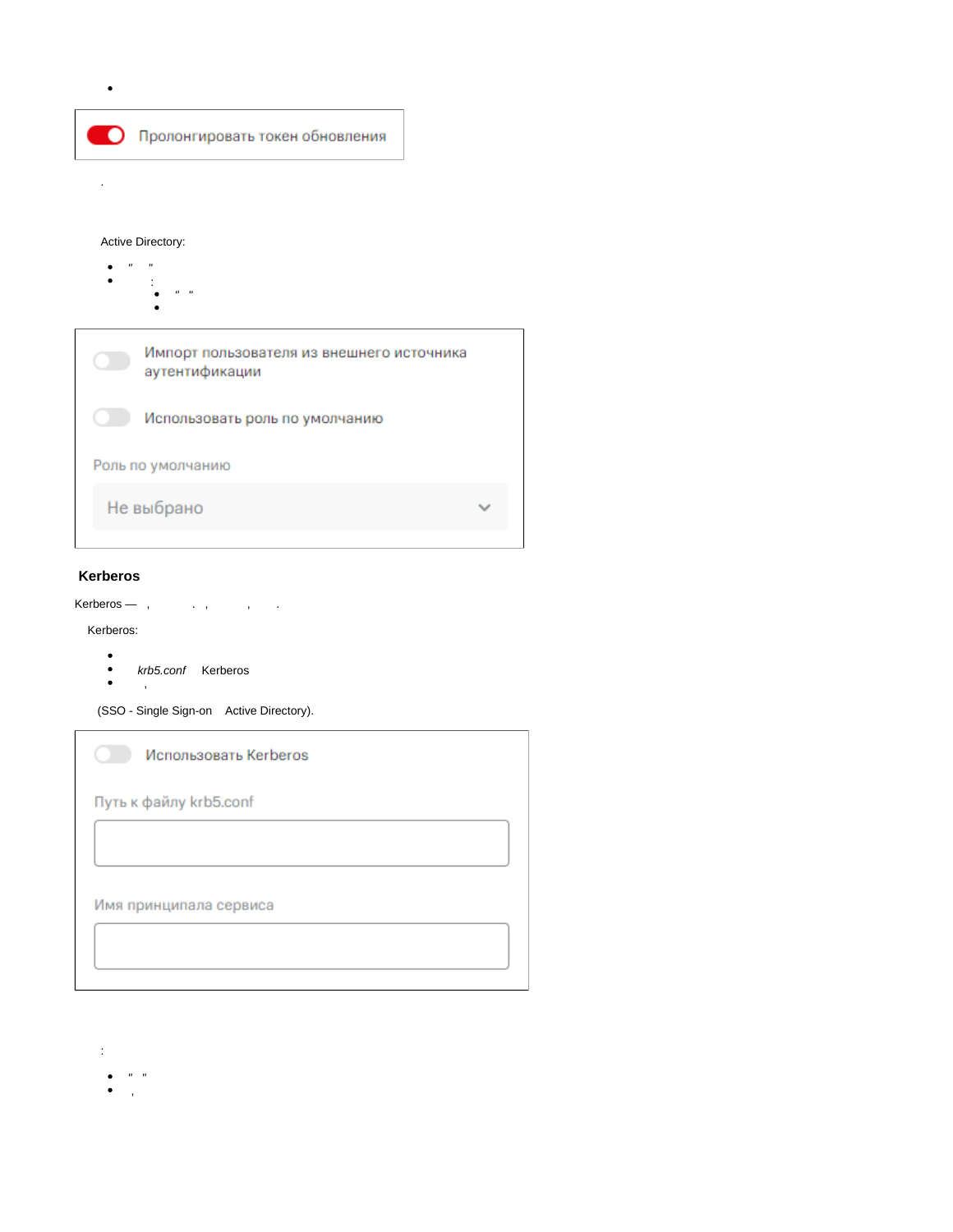- 

Пролонгировать токен обновления

.

Active Directory:

- " "
- :
  - " "
  - 

Импорт пользователя из внешнего источника аутентификации

Использовать роль по умолчанию

Роль по умолчанию

Не выбрано

## Kerberos

Kerberos — , . , , .

Kerberos:

- 
- *krb5.conf* Kerberos
- ,

(SSO - Single Sign-on Active Directory).

Использовать Kerberos

Путь к файлу krb5.conf

Имя принципала сервиса

:

- " "
- ,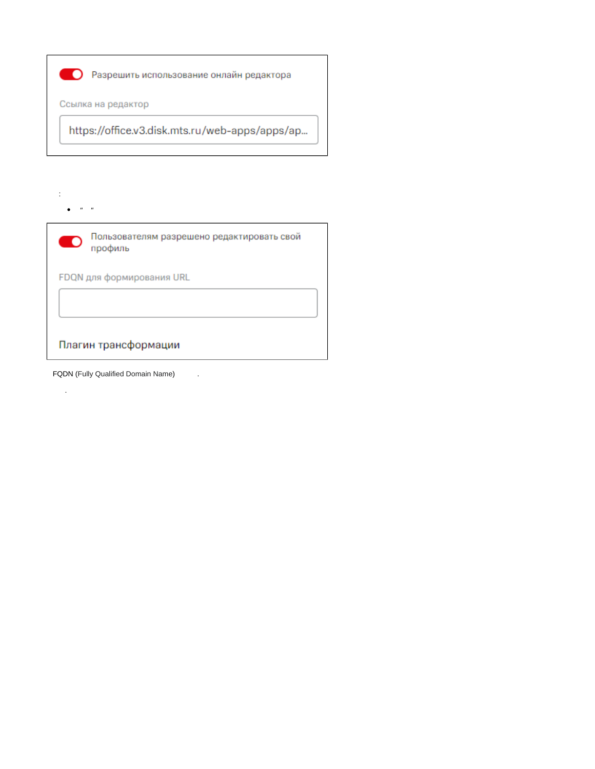Разрешить использование онлайн редактора

Ссылка на редактор

https://office.v3.disk.mts.ru/web-apps/apps/ap...

:

- " "

Пользователям разрешено редактировать свой профиль

FDQN для формирования URL

Плагин трансформации

FQDN (Fully Qualified Domain Name) .

.